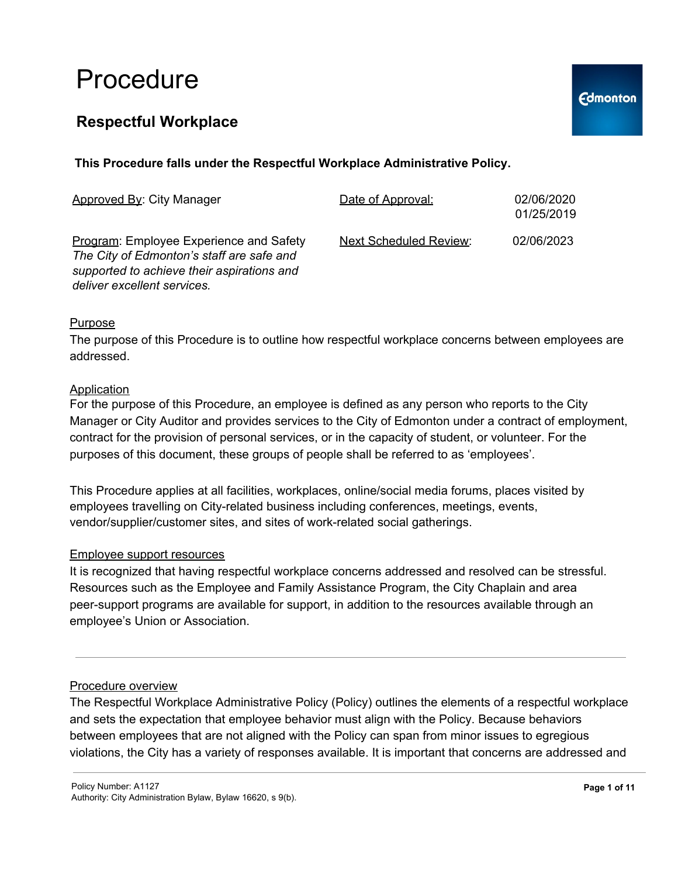# Procedure

## Respectful Workplace

**This Procedure falls under the Respectful Workplace Administrative Policy.**

| Approved By: City Manager | Date of Approval: | 02/06/2020<br>01/25/2019 |
|---|---|---|
| Program: Employee Experience and Safety<br>*The City of Edmonton's staff are safe and supported to achieve their aspirations and deliver excellent services.* | Next Scheduled Review: | 02/06/2023 |

### Purpose

The purpose of this Procedure is to outline how respectful workplace concerns between employees are addressed.

### Application

For the purpose of this Procedure, an employee is defined as any person who reports to the City Manager or City Auditor and provides services to the City of Edmonton under a contract of employment, contract for the provision of personal services, or in the capacity of student, or volunteer. For the purposes of this document, these groups of people shall be referred to as 'employees'.

This Procedure applies at all facilities, workplaces, online/social media forums, places visited by employees travelling on City-related business including conferences, meetings, events, vendor/supplier/customer sites, and sites of work-related social gatherings.

### Employee support resources

It is recognized that having respectful workplace concerns addressed and resolved can be stressful. Resources such as the Employee and Family Assistance Program, the City Chaplain and area peer-support programs are available for support, in addition to the resources available through an employee's Union or Association.

---

### Procedure overview

The Respectful Workplace Administrative Policy (Policy) outlines the elements of a respectful workplace and sets the expectation that employee behavior must align with the Policy. Because behaviors between employees that are not aligned with the Policy can span from minor issues to egregious violations, the City has a variety of responses available. It is important that concerns are addressed and

Policy Number: A1127
Authority: City Administration Bylaw, Bylaw 16620, s 9(b).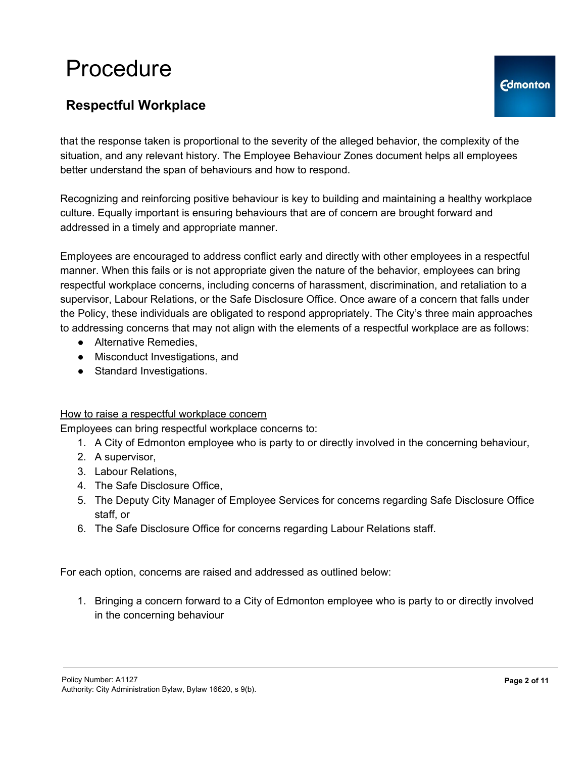that the response taken is proportional to the severity of the alleged behavior, the complexity of the situation, and any relevant history. The Employee Behaviour Zones document helps all employees better understand the span of behaviours and how to respond.

Recognizing and reinforcing positive behaviour is key to building and maintaining a healthy workplace culture. Equally important is ensuring behaviours that are of concern are brought forward and addressed in a timely and appropriate manner.

Employees are encouraged to address conflict early and directly with other employees in a respectful manner. When this fails or is not appropriate given the nature of the behavior, employees can bring respectful workplace concerns, including concerns of harassment, discrimination, and retaliation to a supervisor, Labour Relations, or the Safe Disclosure Office. Once aware of a concern that falls under the Policy, these individuals are obligated to respond appropriately. The City's three main approaches to addressing concerns that may not align with the elements of a respectful workplace are as follows:

- Alternative Remedies,
- Misconduct Investigations, and
- Standard Investigations.

<u>How to raise a respectful workplace concern</u>

Employees can bring respectful workplace concerns to:

1. A City of Edmonton employee who is party to or directly involved in the concerning behaviour,
2. A supervisor,
3. Labour Relations,
4. The Safe Disclosure Office,
5. The Deputy City Manager of Employee Services for concerns regarding Safe Disclosure Office staff, or
6. The Safe Disclosure Office for concerns regarding Labour Relations staff.

For each option, concerns are raised and addressed as outlined below:

1. Bringing a concern forward to a City of Edmonton employee who is party to or directly involved in the concerning behaviour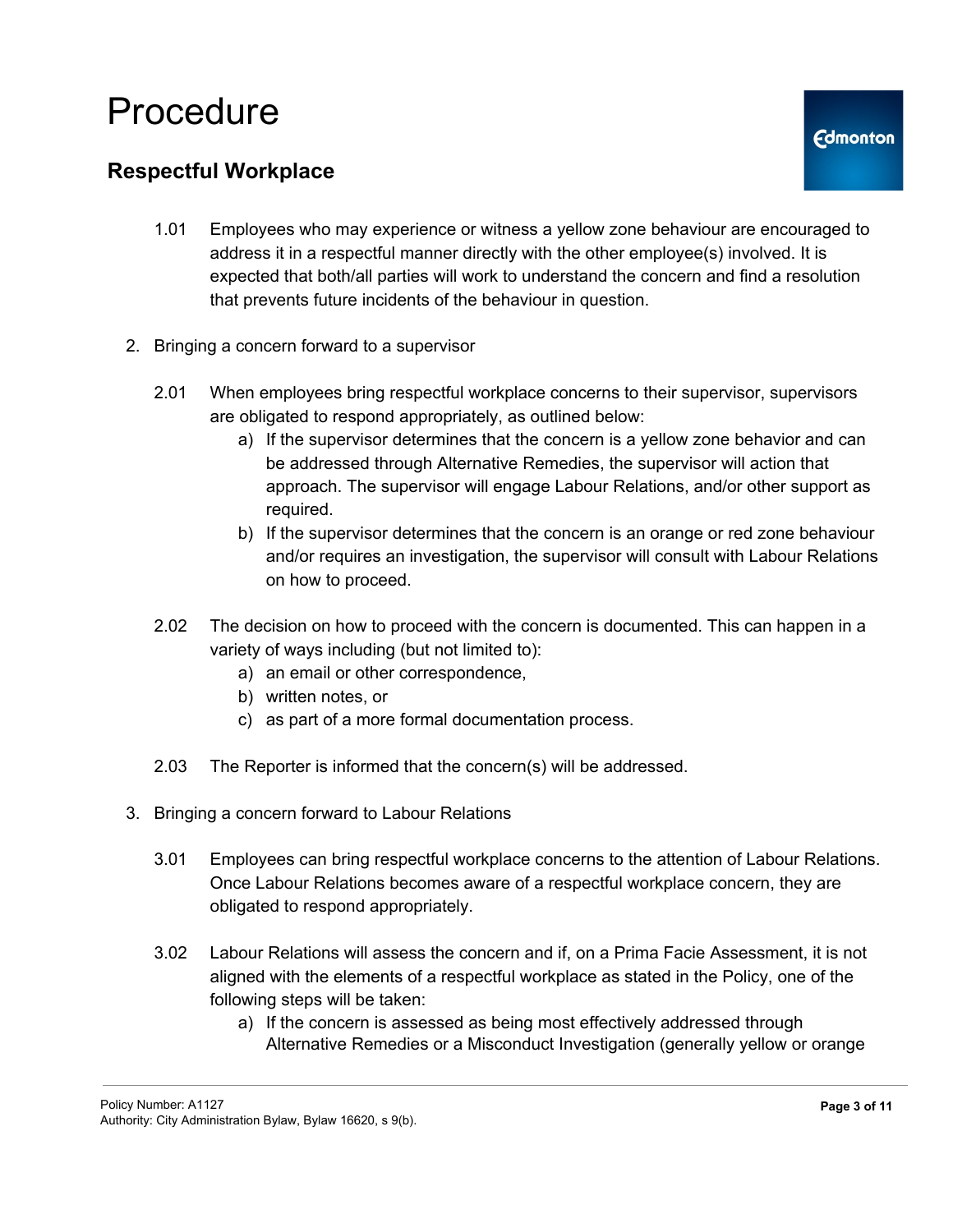1.01 Employees who may experience or witness a yellow zone behaviour are encouraged to address it in a respectful manner directly with the other employee(s) involved. It is expected that both/all parties will work to understand the concern and find a resolution that prevents future incidents of the behaviour in question.

2. Bringing a concern forward to a supervisor

2.01 When employees bring respectful workplace concerns to their supervisor, supervisors are obligated to respond appropriately, as outlined below:

a) If the supervisor determines that the concern is a yellow zone behavior and can be addressed through Alternative Remedies, the supervisor will action that approach. The supervisor will engage Labour Relations, and/or other support as required.

b) If the supervisor determines that the concern is an orange or red zone behaviour and/or requires an investigation, the supervisor will consult with Labour Relations on how to proceed.

2.02 The decision on how to proceed with the concern is documented. This can happen in a variety of ways including (but not limited to):

a) an email or other correspondence,

b) written notes, or

c) as part of a more formal documentation process.

2.03 The Reporter is informed that the concern(s) will be addressed.

3. Bringing a concern forward to Labour Relations

3.01 Employees can bring respectful workplace concerns to the attention of Labour Relations. Once Labour Relations becomes aware of a respectful workplace concern, they are obligated to respond appropriately.

3.02 Labour Relations will assess the concern and if, on a Prima Facie Assessment, it is not aligned with the elements of a respectful workplace as stated in the Policy, one of the following steps will be taken:

a) If the concern is assessed as being most effectively addressed through Alternative Remedies or a Misconduct Investigation (generally yellow or orange

Policy Number: A1127
Authority: City Administration Bylaw, Bylaw 16620, s 9(b).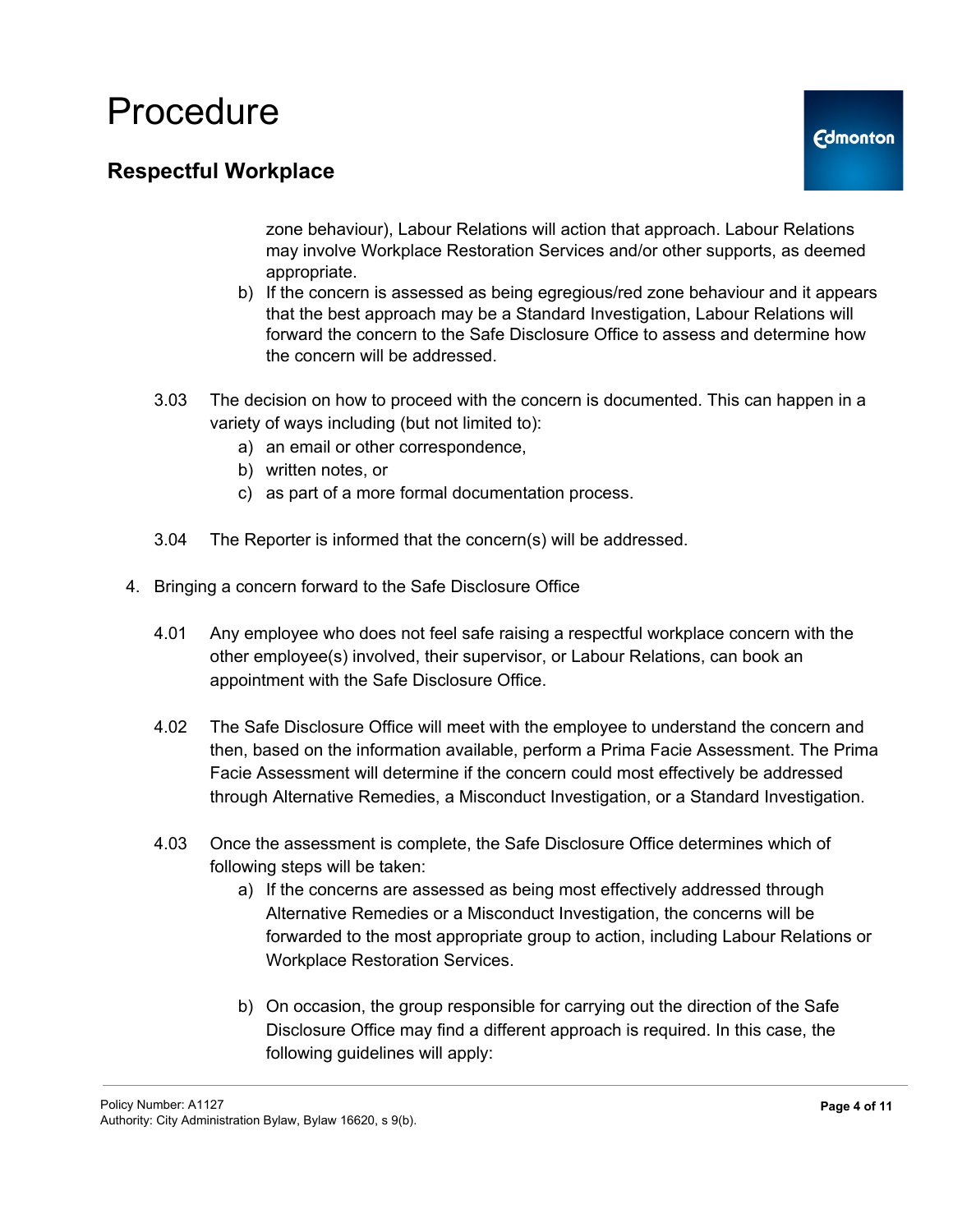zone behaviour), Labour Relations will action that approach. Labour Relations may involve Workplace Restoration Services and/or other supports, as deemed appropriate.

b) If the concern is assessed as being egregious/red zone behaviour and it appears that the best approach may be a Standard Investigation, Labour Relations will forward the concern to the Safe Disclosure Office to assess and determine how the concern will be addressed.

3.03 The decision on how to proceed with the concern is documented. This can happen in a variety of ways including (but not limited to):

a) an email or other correspondence,

b) written notes, or

c) as part of a more formal documentation process.

3.04 The Reporter is informed that the concern(s) will be addressed.

4. Bringing a concern forward to the Safe Disclosure Office

4.01 Any employee who does not feel safe raising a respectful workplace concern with the other employee(s) involved, their supervisor, or Labour Relations, can book an appointment with the Safe Disclosure Office.

4.02 The Safe Disclosure Office will meet with the employee to understand the concern and then, based on the information available, perform a Prima Facie Assessment. The Prima Facie Assessment will determine if the concern could most effectively be addressed through Alternative Remedies, a Misconduct Investigation, or a Standard Investigation.

4.03 Once the assessment is complete, the Safe Disclosure Office determines which of following steps will be taken:

a) If the concerns are assessed as being most effectively addressed through Alternative Remedies or a Misconduct Investigation, the concerns will be forwarded to the most appropriate group to action, including Labour Relations or Workplace Restoration Services.

b) On occasion, the group responsible for carrying out the direction of the Safe Disclosure Office may find a different approach is required. In this case, the following guidelines will apply: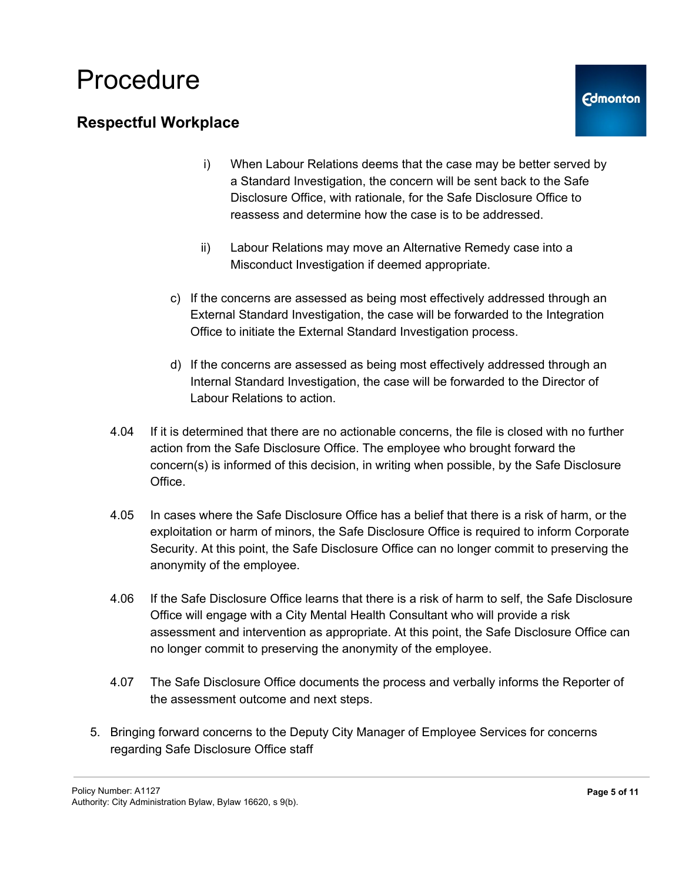i) When Labour Relations deems that the case may be better served by a Standard Investigation, the concern will be sent back to the Safe Disclosure Office, with rationale, for the Safe Disclosure Office to reassess and determine how the case is to be addressed.

ii) Labour Relations may move an Alternative Remedy case into a Misconduct Investigation if deemed appropriate.

c) If the concerns are assessed as being most effectively addressed through an External Standard Investigation, the case will be forwarded to the Integration Office to initiate the External Standard Investigation process.

d) If the concerns are assessed as being most effectively addressed through an Internal Standard Investigation, the case will be forwarded to the Director of Labour Relations to action.

4.04 If it is determined that there are no actionable concerns, the file is closed with no further action from the Safe Disclosure Office. The employee who brought forward the concern(s) is informed of this decision, in writing when possible, by the Safe Disclosure Office.

4.05 In cases where the Safe Disclosure Office has a belief that there is a risk of harm, or the exploitation or harm of minors, the Safe Disclosure Office is required to inform Corporate Security. At this point, the Safe Disclosure Office can no longer commit to preserving the anonymity of the employee.

4.06 If the Safe Disclosure Office learns that there is a risk of harm to self, the Safe Disclosure Office will engage with a City Mental Health Consultant who will provide a risk assessment and intervention as appropriate. At this point, the Safe Disclosure Office can no longer commit to preserving the anonymity of the employee.

4.07 The Safe Disclosure Office documents the process and verbally informs the Reporter of the assessment outcome and next steps.

5. Bringing forward concerns to the Deputy City Manager of Employee Services for concerns regarding Safe Disclosure Office staff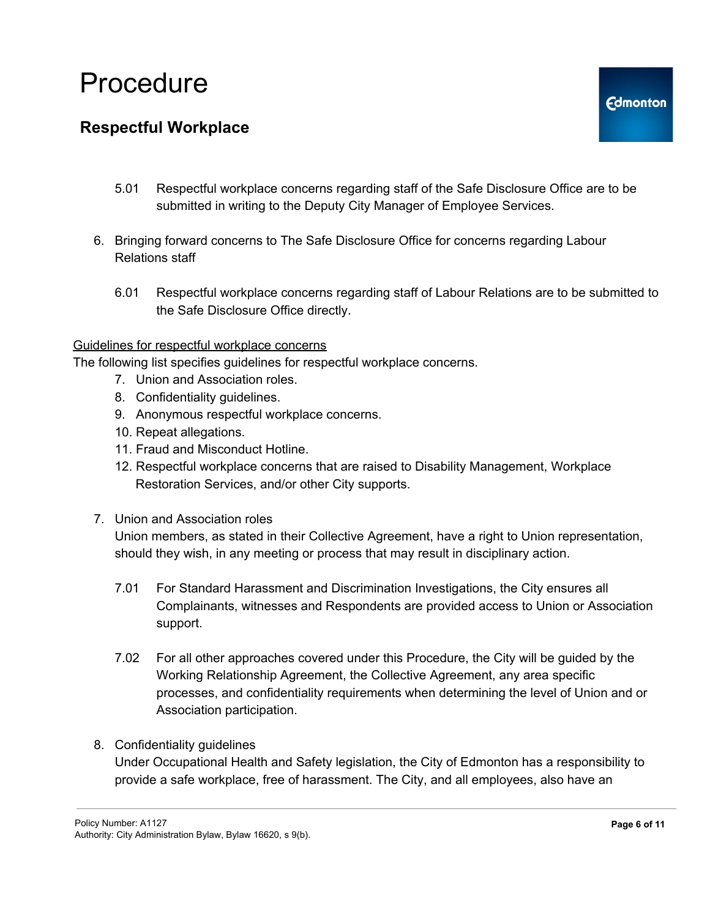5.01 Respectful workplace concerns regarding staff of the Safe Disclosure Office are to be submitted in writing to the Deputy City Manager of Employee Services.

6. Bringing forward concerns to The Safe Disclosure Office for concerns regarding Labour Relations staff

   6.01 Respectful workplace concerns regarding staff of Labour Relations are to be submitted to the Safe Disclosure Office directly.

<u>Guidelines for respectful workplace concerns</u>

The following list specifies guidelines for respectful workplace concerns.

7. Union and Association roles.
8. Confidentiality guidelines.
9. Anonymous respectful workplace concerns.
10. Repeat allegations.
11. Fraud and Misconduct Hotline.
12. Respectful workplace concerns that are raised to Disability Management, Workplace Restoration Services, and/or other City supports.

7. Union and Association roles

   Union members, as stated in their Collective Agreement, have a right to Union representation, should they wish, in any meeting or process that may result in disciplinary action.

   7.01 For Standard Harassment and Discrimination Investigations, the City ensures all Complainants, witnesses and Respondents are provided access to Union or Association support.

   7.02 For all other approaches covered under this Procedure, the City will be guided by the Working Relationship Agreement, the Collective Agreement, any area specific processes, and confidentiality requirements when determining the level of Union and or Association participation.

8. Confidentiality guidelines

   Under Occupational Health and Safety legislation, the City of Edmonton has a responsibility to provide a safe workplace, free of harassment. The City, and all employees, also have an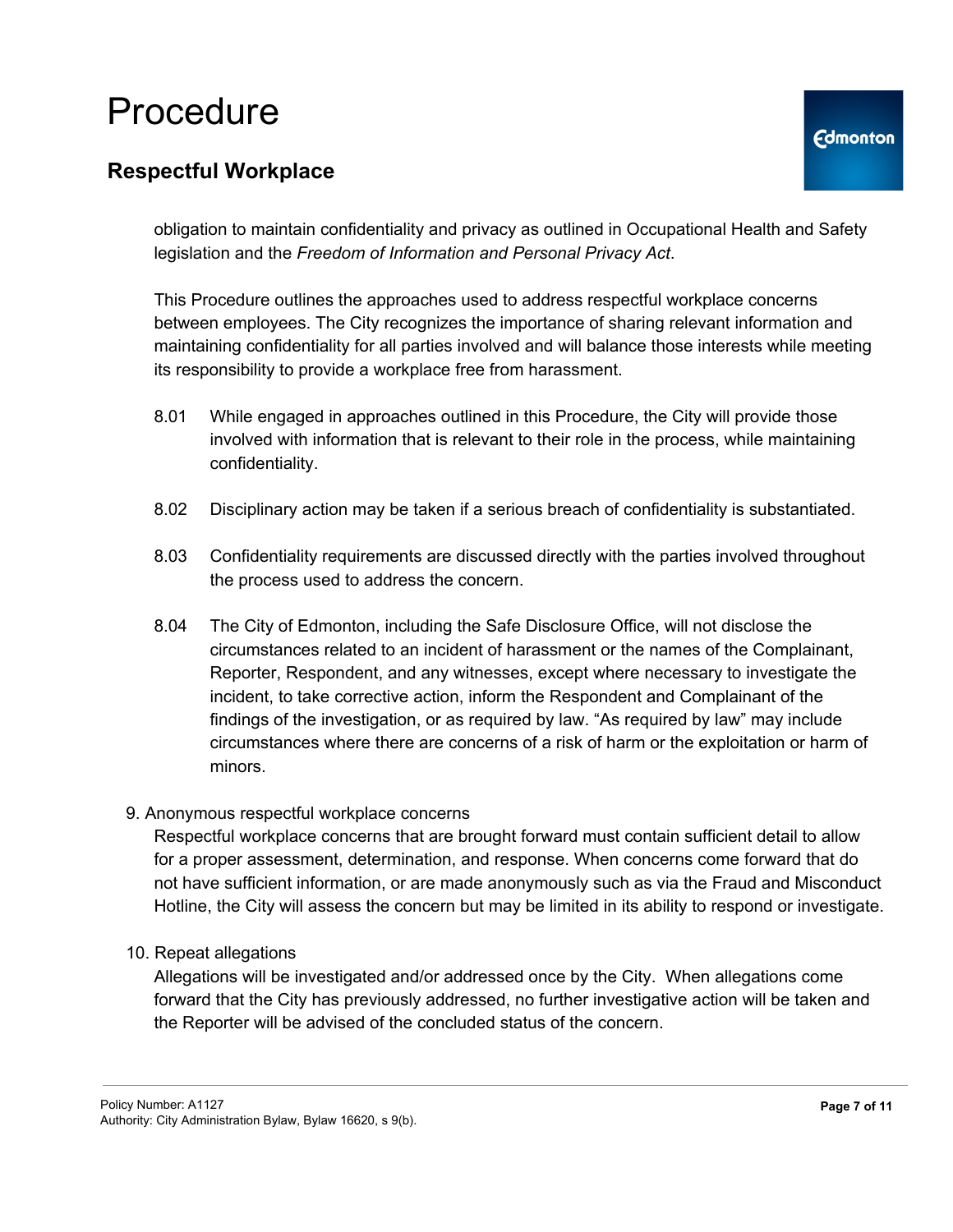obligation to maintain confidentiality and privacy as outlined in Occupational Health and Safety legislation and the *Freedom of Information and Personal Privacy Act*.

This Procedure outlines the approaches used to address respectful workplace concerns between employees. The City recognizes the importance of sharing relevant information and maintaining confidentiality for all parties involved and will balance those interests while meeting its responsibility to provide a workplace free from harassment.

8.01 While engaged in approaches outlined in this Procedure, the City will provide those involved with information that is relevant to their role in the process, while maintaining confidentiality.

8.02 Disciplinary action may be taken if a serious breach of confidentiality is substantiated.

8.03 Confidentiality requirements are discussed directly with the parties involved throughout the process used to address the concern.

8.04 The City of Edmonton, including the Safe Disclosure Office, will not disclose the circumstances related to an incident of harassment or the names of the Complainant, Reporter, Respondent, and any witnesses, except where necessary to investigate the incident, to take corrective action, inform the Respondent and Complainant of the findings of the investigation, or as required by law. "As required by law" may include circumstances where there are concerns of a risk of harm or the exploitation or harm of minors.

9. Anonymous respectful workplace concerns

Respectful workplace concerns that are brought forward must contain sufficient detail to allow for a proper assessment, determination, and response. When concerns come forward that do not have sufficient information, or are made anonymously such as via the Fraud and Misconduct Hotline, the City will assess the concern but may be limited in its ability to respond or investigate.

10. Repeat allegations

Allegations will be investigated and/or addressed once by the City. When allegations come forward that the City has previously addressed, no further investigative action will be taken and the Reporter will be advised of the concluded status of the concern.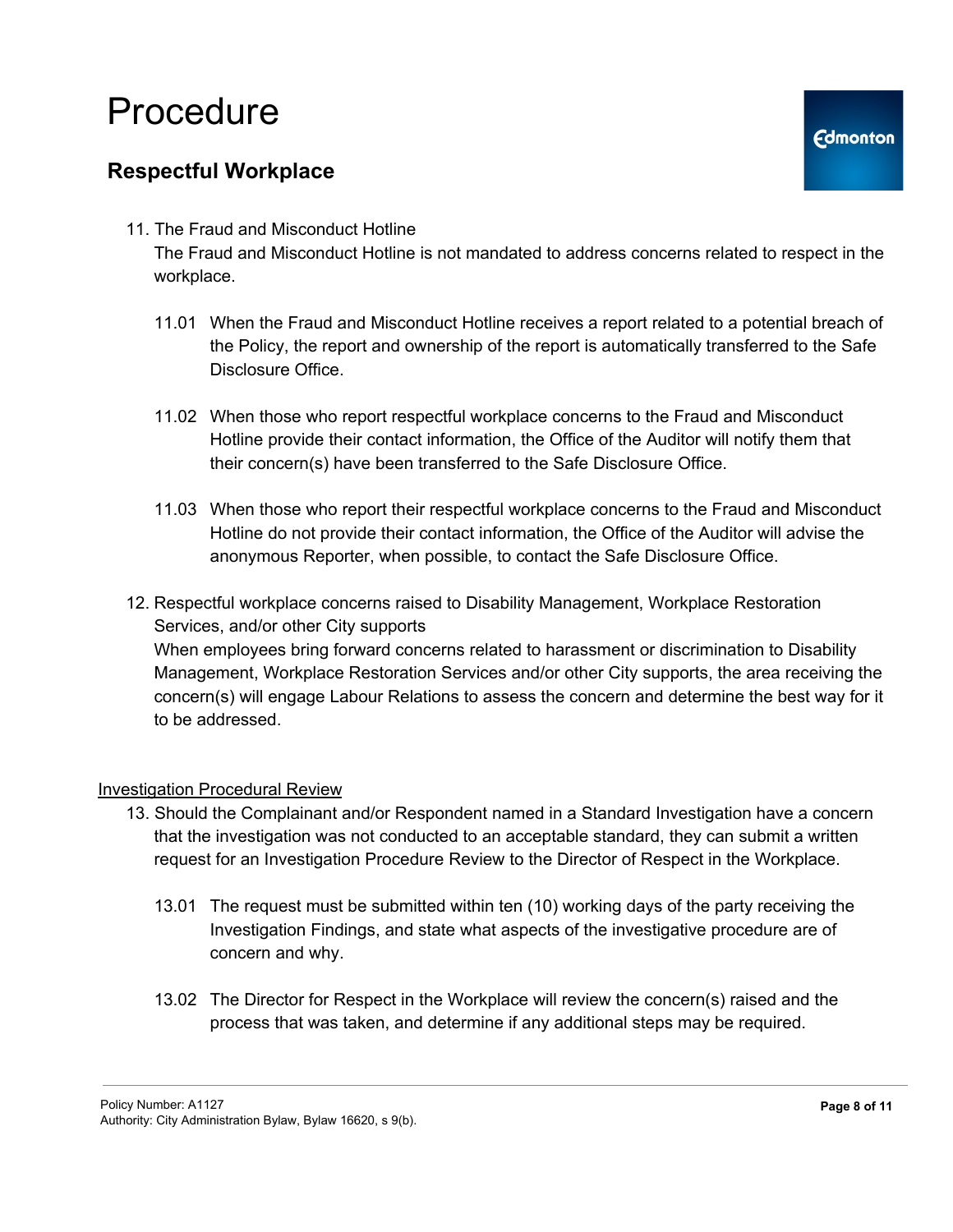11. The Fraud and Misconduct Hotline
    The Fraud and Misconduct Hotline is not mandated to address concerns related to respect in the workplace.

    11.01 When the Fraud and Misconduct Hotline receives a report related to a potential breach of the Policy, the report and ownership of the report is automatically transferred to the Safe Disclosure Office.

    11.02 When those who report respectful workplace concerns to the Fraud and Misconduct Hotline provide their contact information, the Office of the Auditor will notify them that their concern(s) have been transferred to the Safe Disclosure Office.

    11.03 When those who report their respectful workplace concerns to the Fraud and Misconduct Hotline do not provide their contact information, the Office of the Auditor will advise the anonymous Reporter, when possible, to contact the Safe Disclosure Office.

12. Respectful workplace concerns raised to Disability Management, Workplace Restoration Services, and/or other City supports
    When employees bring forward concerns related to harassment or discrimination to Disability Management, Workplace Restoration Services and/or other City supports, the area receiving the concern(s) will engage Labour Relations to assess the concern and determine the best way for it to be addressed.

<u>Investigation Procedural Review</u>

13. Should the Complainant and/or Respondent named in a Standard Investigation have a concern that the investigation was not conducted to an acceptable standard, they can submit a written request for an Investigation Procedure Review to the Director of Respect in the Workplace.

    13.01 The request must be submitted within ten (10) working days of the party receiving the Investigation Findings, and state what aspects of the investigative procedure are of concern and why.

    13.02 The Director for Respect in the Workplace will review the concern(s) raised and the process that was taken, and determine if any additional steps may be required.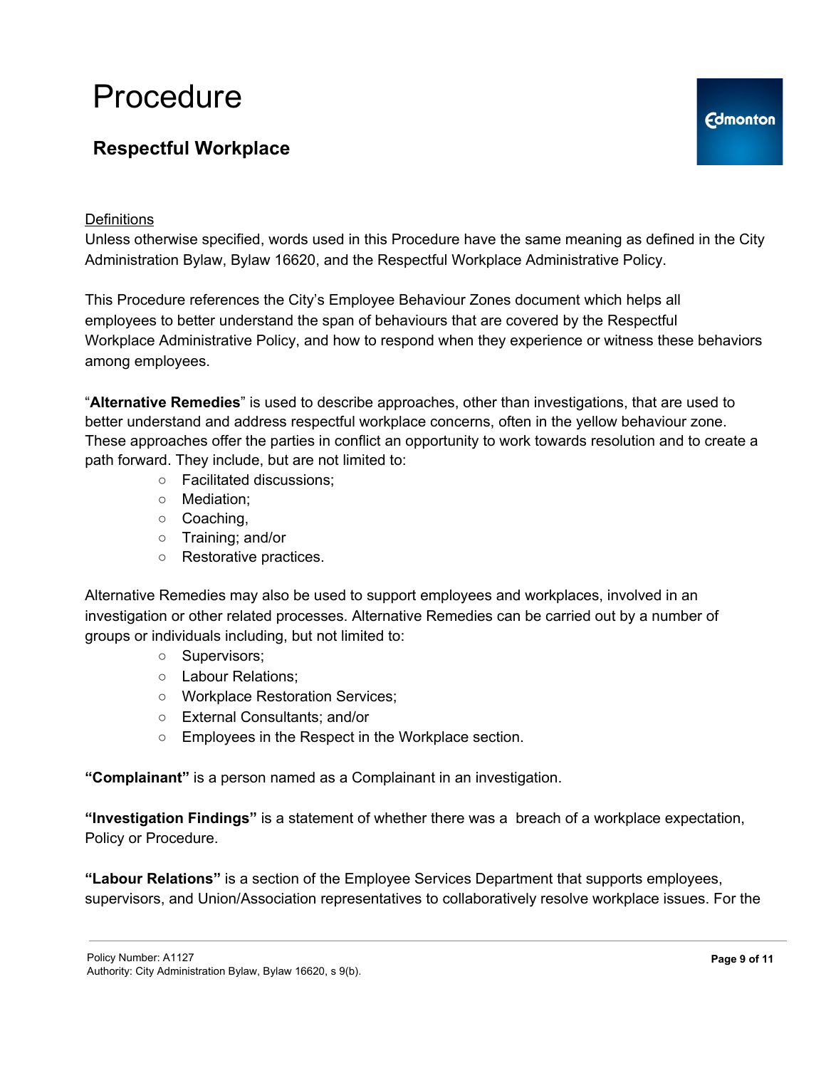# Procedure

## Respectful Workplace

Definitions

Unless otherwise specified, words used in this Procedure have the same meaning as defined in the City Administration Bylaw, Bylaw 16620, and the Respectful Workplace Administrative Policy.

This Procedure references the City's Employee Behaviour Zones document which helps all employees to better understand the span of behaviours that are covered by the Respectful Workplace Administrative Policy, and how to respond when they experience or witness these behaviors among employees.

"**Alternative Remedies**" is used to describe approaches, other than investigations, that are used to better understand and address respectful workplace concerns, often in the yellow behaviour zone. These approaches offer the parties in conflict an opportunity to work towards resolution and to create a path forward. They include, but are not limited to:

- Facilitated discussions;
- Mediation;
- Coaching,
- Training; and/or
- Restorative practices.

Alternative Remedies may also be used to support employees and workplaces, involved in an investigation or other related processes. Alternative Remedies can be carried out by a number of groups or individuals including, but not limited to:

- Supervisors;
- Labour Relations;
- Workplace Restoration Services;
- External Consultants; and/or
- Employees in the Respect in the Workplace section.

**"Complainant"** is a person named as a Complainant in an investigation.

**"Investigation Findings"** is a statement of whether there was a breach of a workplace expectation, Policy or Procedure.

**"Labour Relations"** is a section of the Employee Services Department that supports employees, supervisors, and Union/Association representatives to collaboratively resolve workplace issues. For the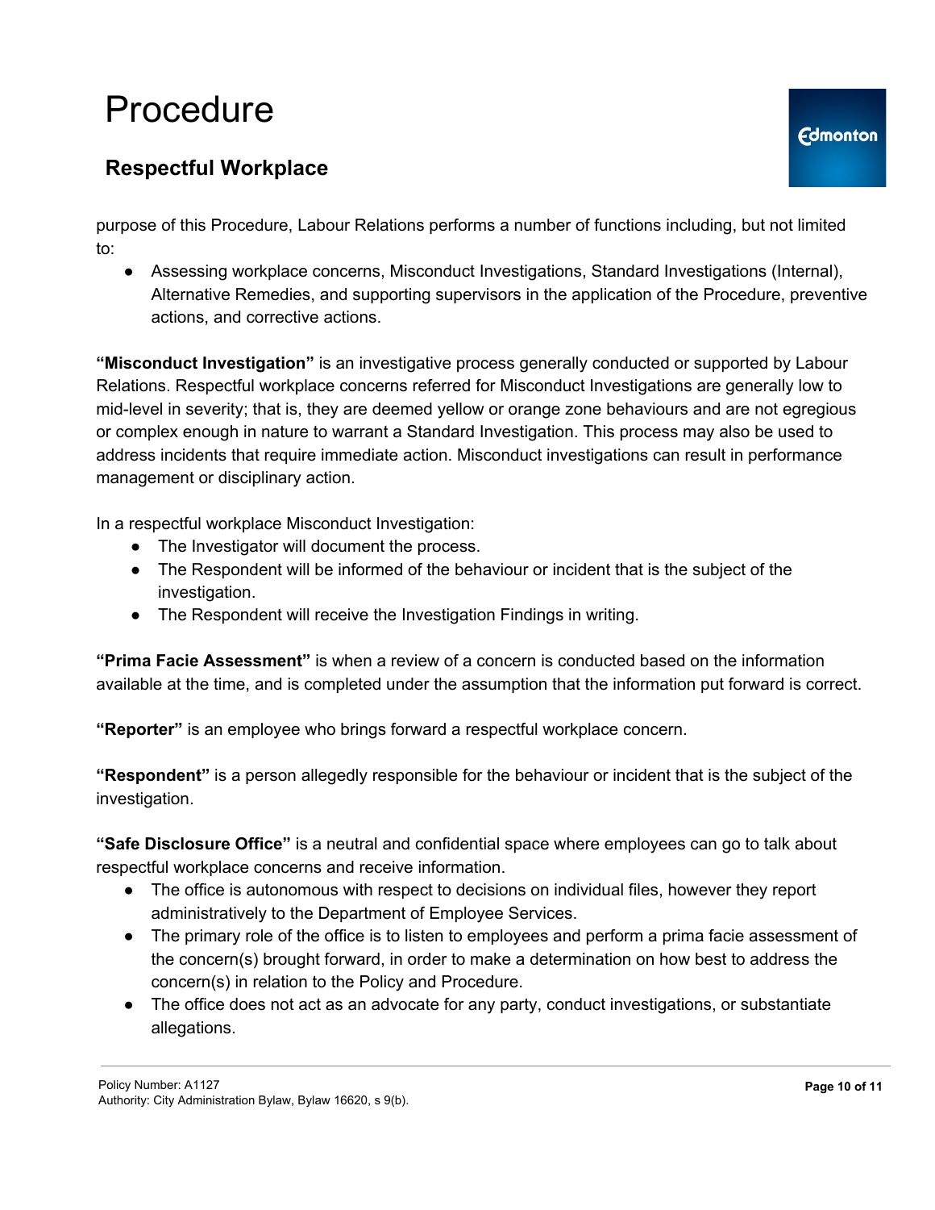purpose of this Procedure, Labour Relations performs a number of functions including, but not limited to:

- Assessing workplace concerns, Misconduct Investigations, Standard Investigations (Internal), Alternative Remedies, and supporting supervisors in the application of the Procedure, preventive actions, and corrective actions.

**"Misconduct Investigation"** is an investigative process generally conducted or supported by Labour Relations. Respectful workplace concerns referred for Misconduct Investigations are generally low to mid-level in severity; that is, they are deemed yellow or orange zone behaviours and are not egregious or complex enough in nature to warrant a Standard Investigation. This process may also be used to address incidents that require immediate action. Misconduct investigations can result in performance management or disciplinary action.

In a respectful workplace Misconduct Investigation:

- The Investigator will document the process.
- The Respondent will be informed of the behaviour or incident that is the subject of the investigation.
- The Respondent will receive the Investigation Findings in writing.

**"Prima Facie Assessment"** is when a review of a concern is conducted based on the information available at the time, and is completed under the assumption that the information put forward is correct.

**"Reporter"** is an employee who brings forward a respectful workplace concern.

**"Respondent"** is a person allegedly responsible for the behaviour or incident that is the subject of the investigation.

**"Safe Disclosure Office"** is a neutral and confidential space where employees can go to talk about respectful workplace concerns and receive information.

- The office is autonomous with respect to decisions on individual files, however they report administratively to the Department of Employee Services.
- The primary role of the office is to listen to employees and perform a prima facie assessment of the concern(s) brought forward, in order to make a determination on how best to address the concern(s) in relation to the Policy and Procedure.
- The office does not act as an advocate for any party, conduct investigations, or substantiate allegations.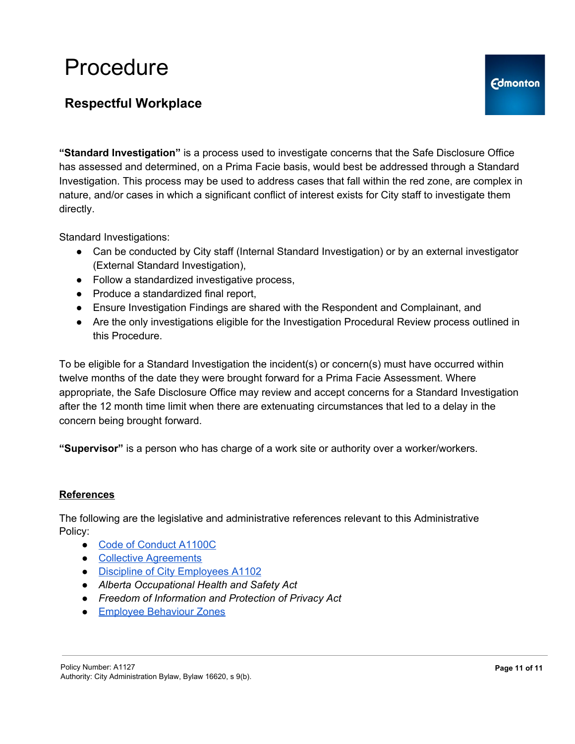**“Standard Investigation”** is a process used to investigate concerns that the Safe Disclosure Office has assessed and determined, on a Prima Facie basis, would best be addressed through a Standard Investigation. This process may be used to address cases that fall within the red zone, are complex in nature, and/or cases in which a significant conflict of interest exists for City staff to investigate them directly.

Standard Investigations:

- Can be conducted by City staff (Internal Standard Investigation) or by an external investigator (External Standard Investigation),
- Follow a standardized investigative process,
- Produce a standardized final report,
- Ensure Investigation Findings are shared with the Respondent and Complainant, and
- Are the only investigations eligible for the Investigation Procedural Review process outlined in this Procedure.

To be eligible for a Standard Investigation the incident(s) or concern(s) must have occurred within twelve months of the date they were brought forward for a Prima Facie Assessment. Where appropriate, the Safe Disclosure Office may review and accept concerns for a Standard Investigation after the 12 month time limit when there are extenuating circumstances that led to a delay in the concern being brought forward.

**“Supervisor”** is a person who has charge of a work site or authority over a worker/workers.

## References

The following are the legislative and administrative references relevant to this Administrative Policy:

- Code of Conduct A1100C
- Collective Agreements
- Discipline of City Employees A1102
- *Alberta Occupational Health and Safety Act*
- *Freedom of Information and Protection of Privacy Act*
- Employee Behaviour Zones

Policy Number: A1127
Authority: City Administration Bylaw, Bylaw 16620, s 9(b).